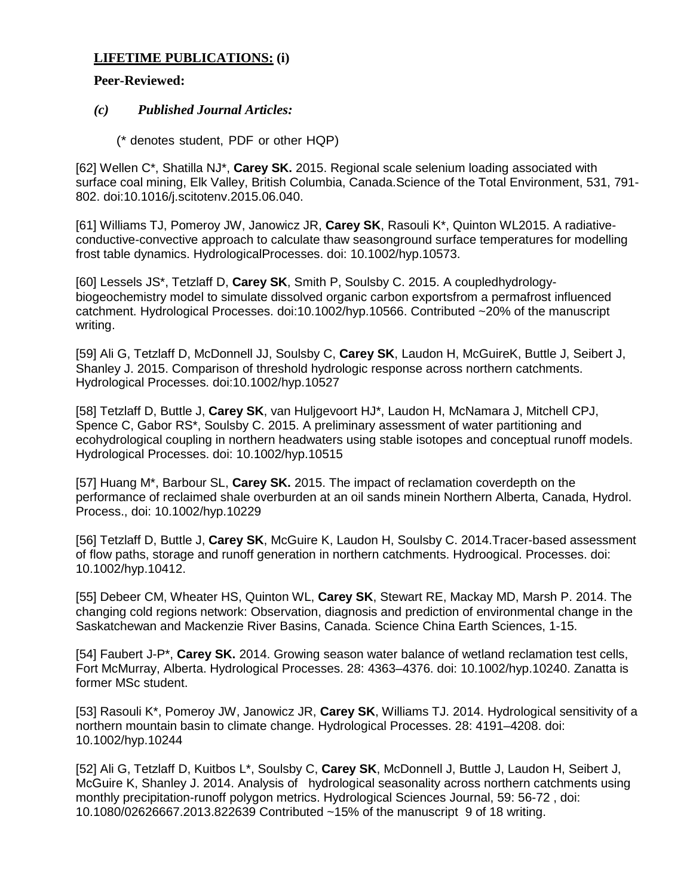## LIFETIME PUBLICATIONS: (i)

**Peer-Reviewed:**

### *(c) Published Journal Articles:*

(* denotes student, PDF or other HQP)

[62] Wellen C*, Shatilla NJ*, **Carey SK.** 2015. Regional scale selenium loading associated with surface coal mining, Elk Valley, British Columbia, Canada.Science of the Total Environment, 531, 791-802. doi:10.1016/j.scitotenv.2015.06.040.

[61] Williams TJ, Pomeroy JW, Janowicz JR, **Carey SK**, Rasouli K*, Quinton WL2015. A radiative-conductive-convective approach to calculate thaw seasonground surface temperatures for modelling frost table dynamics. HydrologicalProcesses. doi: 10.1002/hyp.10573.

[60] Lessels JS*, Tetzlaff D, **Carey SK**, Smith P, Soulsby C. 2015. A coupledhydrology-biogeochemistry model to simulate dissolved organic carbon exportsfrom a permafrost influenced catchment. Hydrological Processes. doi:10.1002/hyp.10566. Contributed ~20% of the manuscript writing.

[59] Ali G, Tetzlaff D, McDonnell JJ, Soulsby C, **Carey SK**, Laudon H, McGuireK, Buttle J, Seibert J, Shanley J. 2015. Comparison of threshold hydrologic response across northern catchments. Hydrological Processes. doi:10.1002/hyp.10527

[58] Tetzlaff D, Buttle J, **Carey SK**, van Huljgevoort HJ*, Laudon H, McNamara J, Mitchell CPJ, Spence C, Gabor RS*, Soulsby C. 2015. A preliminary assessment of water partitioning and ecohydrological coupling in northern headwaters using stable isotopes and conceptual runoff models. Hydrological Processes. doi: 10.1002/hyp.10515

[57] Huang M*, Barbour SL, **Carey SK.** 2015. The impact of reclamation coverdepth on the performance of reclaimed shale overburden at an oil sands minein Northern Alberta, Canada, Hydrol. Process., doi: 10.1002/hyp.10229

[56] Tetzlaff D, Buttle J, **Carey SK**, McGuire K, Laudon H, Soulsby C. 2014.Tracer-based assessment of flow paths, storage and runoff generation in northern catchments. Hydroogical. Processes. doi: 10.1002/hyp.10412.

[55] Debeer CM, Wheater HS, Quinton WL, **Carey SK**, Stewart RE, Mackay MD, Marsh P. 2014. The changing cold regions network: Observation, diagnosis and prediction of environmental change in the Saskatchewan and Mackenzie River Basins, Canada. Science China Earth Sciences, 1-15.

[54] Faubert J-P*, **Carey SK.** 2014. Growing season water balance of wetland reclamation test cells, Fort McMurray, Alberta. Hydrological Processes. 28: 4363–4376. doi: 10.1002/hyp.10240. Zanatta is former MSc student.

[53] Rasouli K*, Pomeroy JW, Janowicz JR, **Carey SK**, Williams TJ. 2014. Hydrological sensitivity of a northern mountain basin to climate change. Hydrological Processes. 28: 4191–4208. doi: 10.1002/hyp.10244

[52] Ali G, Tetzlaff D, Kuitbos L*, Soulsby C, **Carey SK**, McDonnell J, Buttle J, Laudon H, Seibert J, McGuire K, Shanley J. 2014. Analysis of hydrological seasonality across northern catchments using monthly precipitation-runoff polygon metrics. Hydrological Sciences Journal, 59: 56-72 , doi: 10.1080/02626667.2013.822639 Contributed ~15% of the manuscript writing.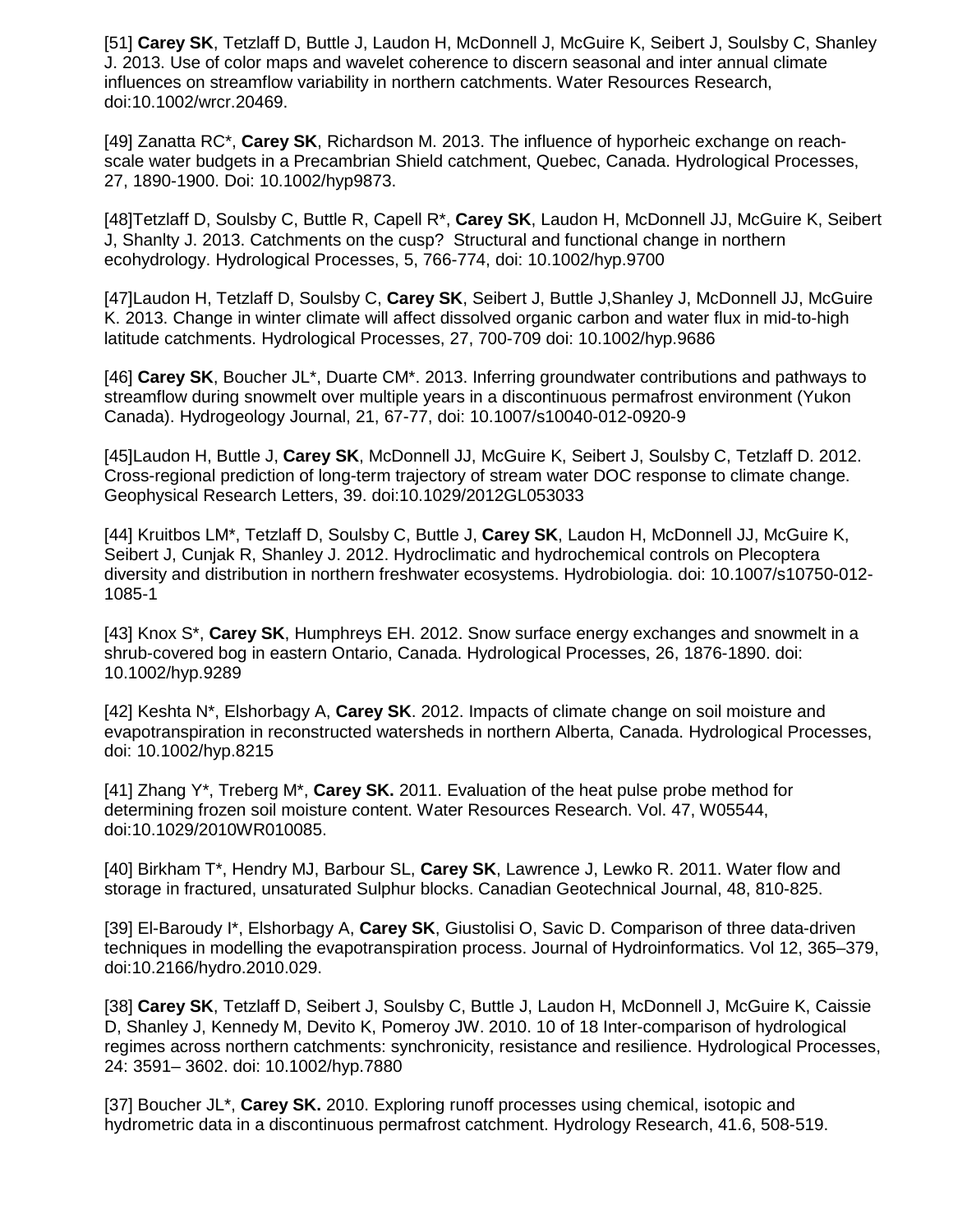[51] **Carey SK**, Tetzlaff D, Buttle J, Laudon H, McDonnell J, McGuire K, Seibert J, Soulsby C, Shanley J. 2013. Use of color maps and wavelet coherence to discern seasonal and inter annual climate influences on streamflow variability in northern catchments. Water Resources Research, doi:10.1002/wrcr.20469.

[49] Zanatta RC*, **Carey SK**, Richardson M. 2013. The influence of hyporheic exchange on reach-scale water budgets in a Precambrian Shield catchment, Quebec, Canada. Hydrological Processes, 27, 1890-1900. Doi: 10.1002/hyp9873.

[48]Tetzlaff D, Soulsby C, Buttle R, Capell R*, **Carey SK**, Laudon H, McDonnell JJ, McGuire K, Seibert J, Shanlty J. 2013. Catchments on the cusp? Structural and functional change in northern ecohydrology. Hydrological Processes, 5, 766-774, doi: 10.1002/hyp.9700

[47]Laudon H, Tetzlaff D, Soulsby C, **Carey SK**, Seibert J, Buttle J,Shanley J, McDonnell JJ, McGuire K. 2013. Change in winter climate will affect dissolved organic carbon and water flux in mid-to-high latitude catchments. Hydrological Processes, 27, 700-709 doi: 10.1002/hyp.9686

[46] **Carey SK**, Boucher JL*, Duarte CM*. 2013. Inferring groundwater contributions and pathways to streamflow during snowmelt over multiple years in a discontinuous permafrost environment (Yukon Canada). Hydrogeology Journal, 21, 67-77, doi: 10.1007/s10040-012-0920-9

[45]Laudon H, Buttle J, **Carey SK**, McDonnell JJ, McGuire K, Seibert J, Soulsby C, Tetzlaff D. 2012. Cross-regional prediction of long-term trajectory of stream water DOC response to climate change. Geophysical Research Letters, 39. doi:10.1029/2012GL053033

[44] Kruitbos LM*, Tetzlaff D, Soulsby C, Buttle J, **Carey SK**, Laudon H, McDonnell JJ, McGuire K, Seibert J, Cunjak R, Shanley J. 2012. Hydroclimatic and hydrochemical controls on Plecoptera diversity and distribution in northern freshwater ecosystems. Hydrobiologia. doi: 10.1007/s10750-012-1085-1

[43] Knox S*, **Carey SK**, Humphreys EH. 2012. Snow surface energy exchanges and snowmelt in a shrub-covered bog in eastern Ontario, Canada. Hydrological Processes, 26, 1876-1890. doi: 10.1002/hyp.9289

[42] Keshta N*, Elshorbagy A, **Carey SK**. 2012. Impacts of climate change on soil moisture and evapotranspiration in reconstructed watersheds in northern Alberta, Canada. Hydrological Processes, doi: 10.1002/hyp.8215

[41] Zhang Y*, Treberg M*, **Carey SK.** 2011. Evaluation of the heat pulse probe method for determining frozen soil moisture content. Water Resources Research. Vol. 47, W05544, doi:10.1029/2010WR010085.

[40] Birkham T*, Hendry MJ, Barbour SL, **Carey SK**, Lawrence J, Lewko R. 2011. Water flow and storage in fractured, unsaturated Sulphur blocks. Canadian Geotechnical Journal, 48, 810-825.

[39] El-Baroudy I*, Elshorbagy A, **Carey SK**, Giustolisi O, Savic D. Comparison of three data-driven techniques in modelling the evapotranspiration process. Journal of Hydroinformatics. Vol 12, 365–379, doi:10.2166/hydro.2010.029.

[38] **Carey SK**, Tetzlaff D, Seibert J, Soulsby C, Buttle J, Laudon H, McDonnell J, McGuire K, Caissie D, Shanley J, Kennedy M, Devito K, Pomeroy JW. 2010. 10 of 18 Inter-comparison of hydrological regimes across northern catchments: synchronicity, resistance and resilience. Hydrological Processes, 24: 3591– 3602. doi: 10.1002/hyp.7880

[37] Boucher JL*, **Carey SK.** 2010. Exploring runoff processes using chemical, isotopic and hydrometric data in a discontinuous permafrost catchment. Hydrology Research, 41.6, 508-519.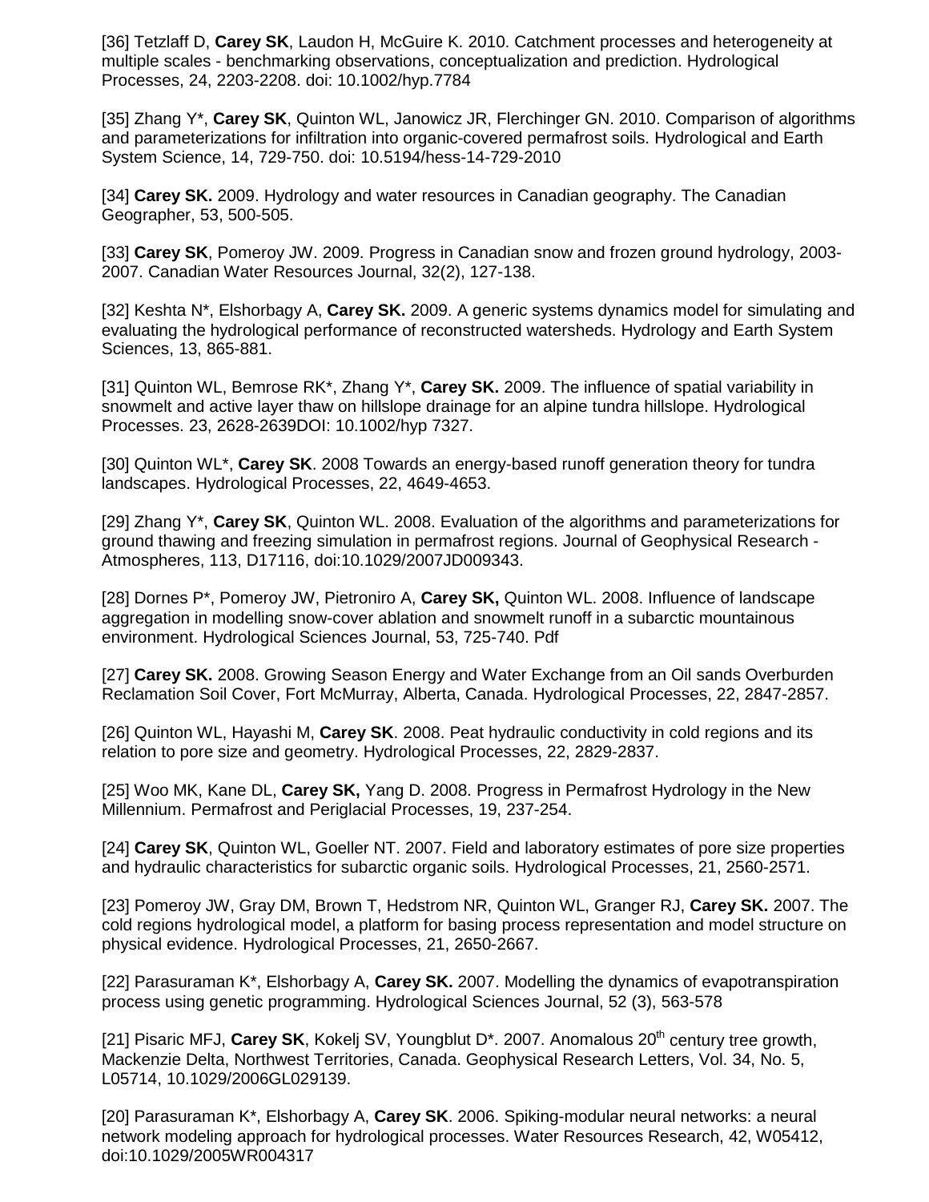[36] Tetzlaff D, **Carey SK**, Laudon H, McGuire K. 2010. Catchment processes and heterogeneity at multiple scales - benchmarking observations, conceptualization and prediction. Hydrological Processes, 24, 2203-2208. doi: 10.1002/hyp.7784

[35] Zhang Y*, **Carey SK**, Quinton WL, Janowicz JR, Flerchinger GN. 2010. Comparison of algorithms and parameterizations for infiltration into organic-covered permafrost soils. Hydrological and Earth System Science, 14, 729-750. doi: 10.5194/hess-14-729-2010

[34] **Carey SK.** 2009. Hydrology and water resources in Canadian geography. The Canadian Geographer, 53, 500-505.

[33] **Carey SK**, Pomeroy JW. 2009. Progress in Canadian snow and frozen ground hydrology, 2003-2007. Canadian Water Resources Journal, 32(2), 127-138.

[32] Keshta N*, Elshorbagy A, **Carey SK.** 2009. A generic systems dynamics model for simulating and evaluating the hydrological performance of reconstructed watersheds. Hydrology and Earth System Sciences, 13, 865-881.

[31] Quinton WL, Bemrose RK*, Zhang Y*, **Carey SK.** 2009. The influence of spatial variability in snowmelt and active layer thaw on hillslope drainage for an alpine tundra hillslope. Hydrological Processes. 23, 2628-2639DOI: 10.1002/hyp 7327.

[30] Quinton WL*, **Carey SK**. 2008 Towards an energy-based runoff generation theory for tundra landscapes. Hydrological Processes, 22, 4649-4653.

[29] Zhang Y*, **Carey SK**, Quinton WL. 2008. Evaluation of the algorithms and parameterizations for ground thawing and freezing simulation in permafrost regions. Journal of Geophysical Research - Atmospheres, 113, D17116, doi:10.1029/2007JD009343.

[28] Dornes P*, Pomeroy JW, Pietroniro A, **Carey SK,** Quinton WL. 2008. Influence of landscape aggregation in modelling snow-cover ablation and snowmelt runoff in a subarctic mountainous environment. Hydrological Sciences Journal, 53, 725-740. Pdf

[27] **Carey SK.** 2008. Growing Season Energy and Water Exchange from an Oil sands Overburden Reclamation Soil Cover, Fort McMurray, Alberta, Canada. Hydrological Processes, 22, 2847-2857.

[26] Quinton WL, Hayashi M, **Carey SK**. 2008. Peat hydraulic conductivity in cold regions and its relation to pore size and geometry. Hydrological Processes, 22, 2829-2837.

[25] Woo MK, Kane DL, **Carey SK,** Yang D. 2008. Progress in Permafrost Hydrology in the New Millennium. Permafrost and Periglacial Processes, 19, 237-254.

[24] **Carey SK**, Quinton WL, Goeller NT. 2007. Field and laboratory estimates of pore size properties and hydraulic characteristics for subarctic organic soils. Hydrological Processes, 21, 2560-2571.

[23] Pomeroy JW, Gray DM, Brown T, Hedstrom NR, Quinton WL, Granger RJ, **Carey SK.** 2007. The cold regions hydrological model, a platform for basing process representation and model structure on physical evidence. Hydrological Processes, 21, 2650-2667.

[22] Parasuraman K*, Elshorbagy A, **Carey SK.** 2007. Modelling the dynamics of evapotranspiration process using genetic programming. Hydrological Sciences Journal, 52 (3), 563-578

[21] Pisaric MFJ, **Carey SK**, Kokelj SV, Youngblut D*. 2007. Anomalous 20th century tree growth, Mackenzie Delta, Northwest Territories, Canada. Geophysical Research Letters, Vol. 34, No. 5, L05714, 10.1029/2006GL029139.

[20] Parasuraman K*, Elshorbagy A, **Carey SK**. 2006. Spiking-modular neural networks: a neural network modeling approach for hydrological processes. Water Resources Research, 42, W05412, doi:10.1029/2005WR004317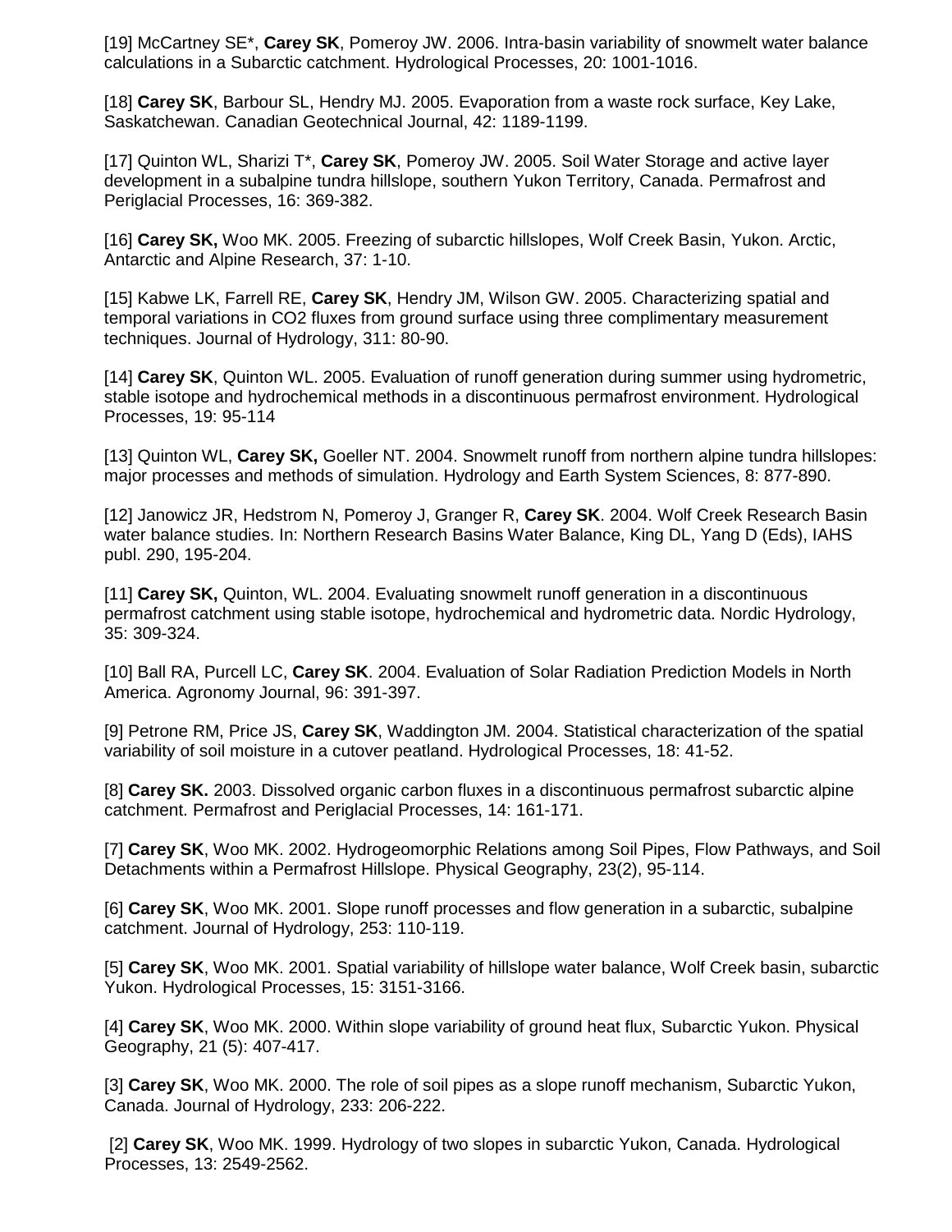[19] McCartney SE*, **Carey SK**, Pomeroy JW. 2006. Intra-basin variability of snowmelt water balance calculations in a Subarctic catchment. Hydrological Processes, 20: 1001-1016.

[18] **Carey SK**, Barbour SL, Hendry MJ. 2005. Evaporation from a waste rock surface, Key Lake, Saskatchewan. Canadian Geotechnical Journal, 42: 1189-1199.

[17] Quinton WL, Sharizi T*, **Carey SK**, Pomeroy JW. 2005. Soil Water Storage and active layer development in a subalpine tundra hillslope, southern Yukon Territory, Canada. Permafrost and Periglacial Processes, 16: 369-382.

[16] **Carey SK,** Woo MK. 2005. Freezing of subarctic hillslopes, Wolf Creek Basin, Yukon. Arctic, Antarctic and Alpine Research, 37: 1-10.

[15] Kabwe LK, Farrell RE, **Carey SK**, Hendry JM, Wilson GW. 2005. Characterizing spatial and temporal variations in $CO_2$ fluxes from ground surface using three complimentary measurement techniques. Journal of Hydrology, 311: 80-90.

[14] **Carey SK**, Quinton WL. 2005. Evaluation of runoff generation during summer using hydrometric, stable isotope and hydrochemical methods in a discontinuous permafrost environment. Hydrological Processes, 19: 95-114

[13] Quinton WL, **Carey SK,** Goeller NT. 2004. Snowmelt runoff from northern alpine tundra hillslopes: major processes and methods of simulation. Hydrology and Earth System Sciences, 8: 877-890.

[12] Janowicz JR, Hedstrom N, Pomeroy J, Granger R, **Carey SK**. 2004. Wolf Creek Research Basin water balance studies. In: Northern Research Basins Water Balance, King DL, Yang D (Eds), IAHS publ. 290, 195-204.

[11] **Carey SK,** Quinton, WL. 2004. Evaluating snowmelt runoff generation in a discontinuous permafrost catchment using stable isotope, hydrochemical and hydrometric data. Nordic Hydrology, 35: 309-324.

[10] Ball RA, Purcell LC, **Carey SK**. 2004. Evaluation of Solar Radiation Prediction Models in North America. Agronomy Journal, 96: 391-397.

[9] Petrone RM, Price JS, **Carey SK**, Waddington JM. 2004. Statistical characterization of the spatial variability of soil moisture in a cutover peatland. Hydrological Processes, 18: 41-52.

[8] **Carey SK.** 2003. Dissolved organic carbon fluxes in a discontinuous permafrost subarctic alpine catchment. Permafrost and Periglacial Processes, 14: 161-171.

[7] **Carey SK**, Woo MK. 2002. Hydrogeomorphic Relations among Soil Pipes, Flow Pathways, and Soil Detachments within a Permafrost Hillslope. Physical Geography, 23(2), 95-114.

[6] **Carey SK**, Woo MK. 2001. Slope runoff processes and flow generation in a subarctic, subalpine catchment. Journal of Hydrology, 253: 110-119.

[5] **Carey SK**, Woo MK. 2001. Spatial variability of hillslope water balance, Wolf Creek basin, subarctic Yukon. Hydrological Processes, 15: 3151-3166.

[4] **Carey SK**, Woo MK. 2000. Within slope variability of ground heat flux, Subarctic Yukon. Physical Geography, 21 (5): 407-417.

[3] **Carey SK**, Woo MK. 2000. The role of soil pipes as a slope runoff mechanism, Subarctic Yukon, Canada. Journal of Hydrology, 233: 206-222.

[2] **Carey SK**, Woo MK. 1999. Hydrology of two slopes in subarctic Yukon, Canada. Hydrological Processes, 13: 2549-2562.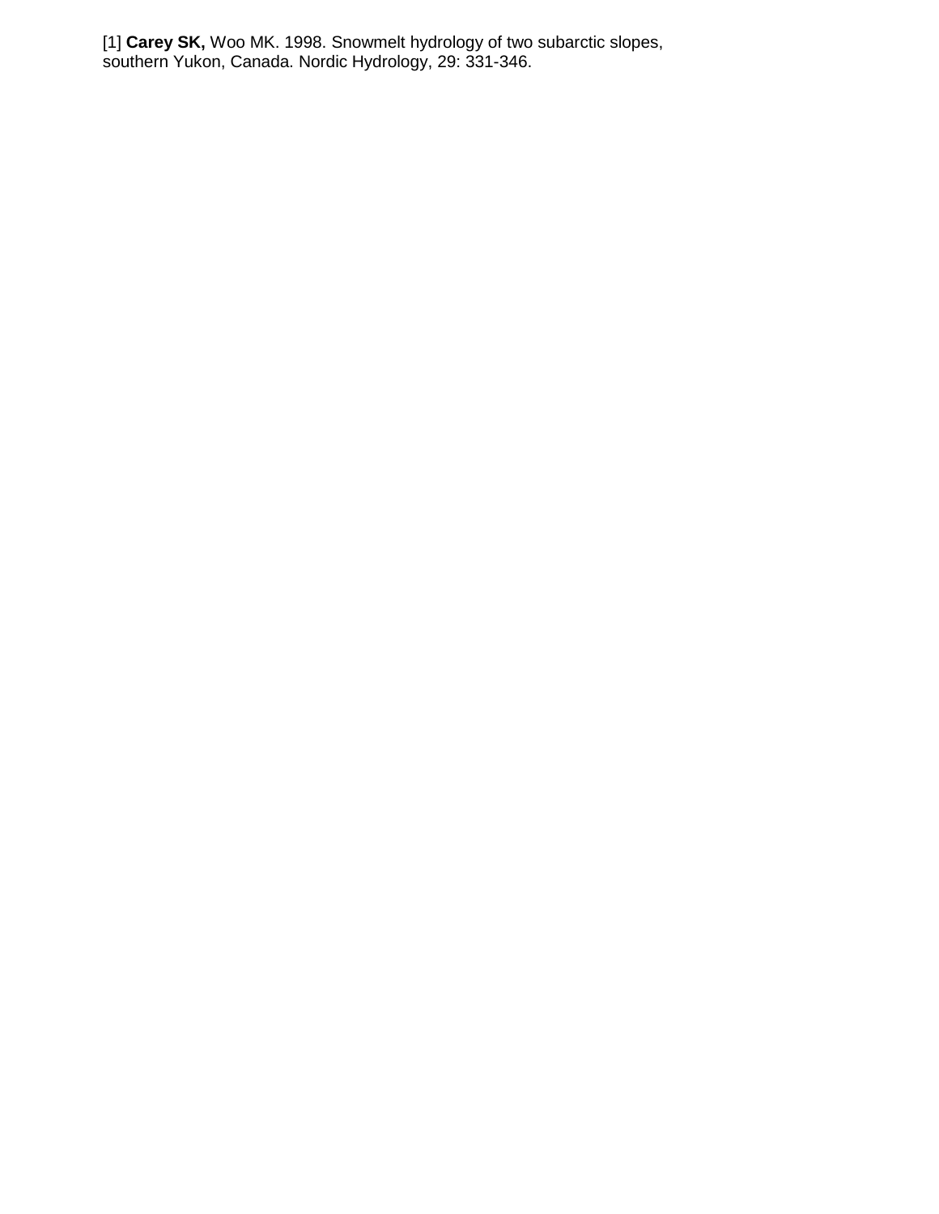[1] **Carey SK,** Woo MK. 1998. Snowmelt hydrology of two subarctic slopes, southern Yukon, Canada. Nordic Hydrology, 29: 331-346.